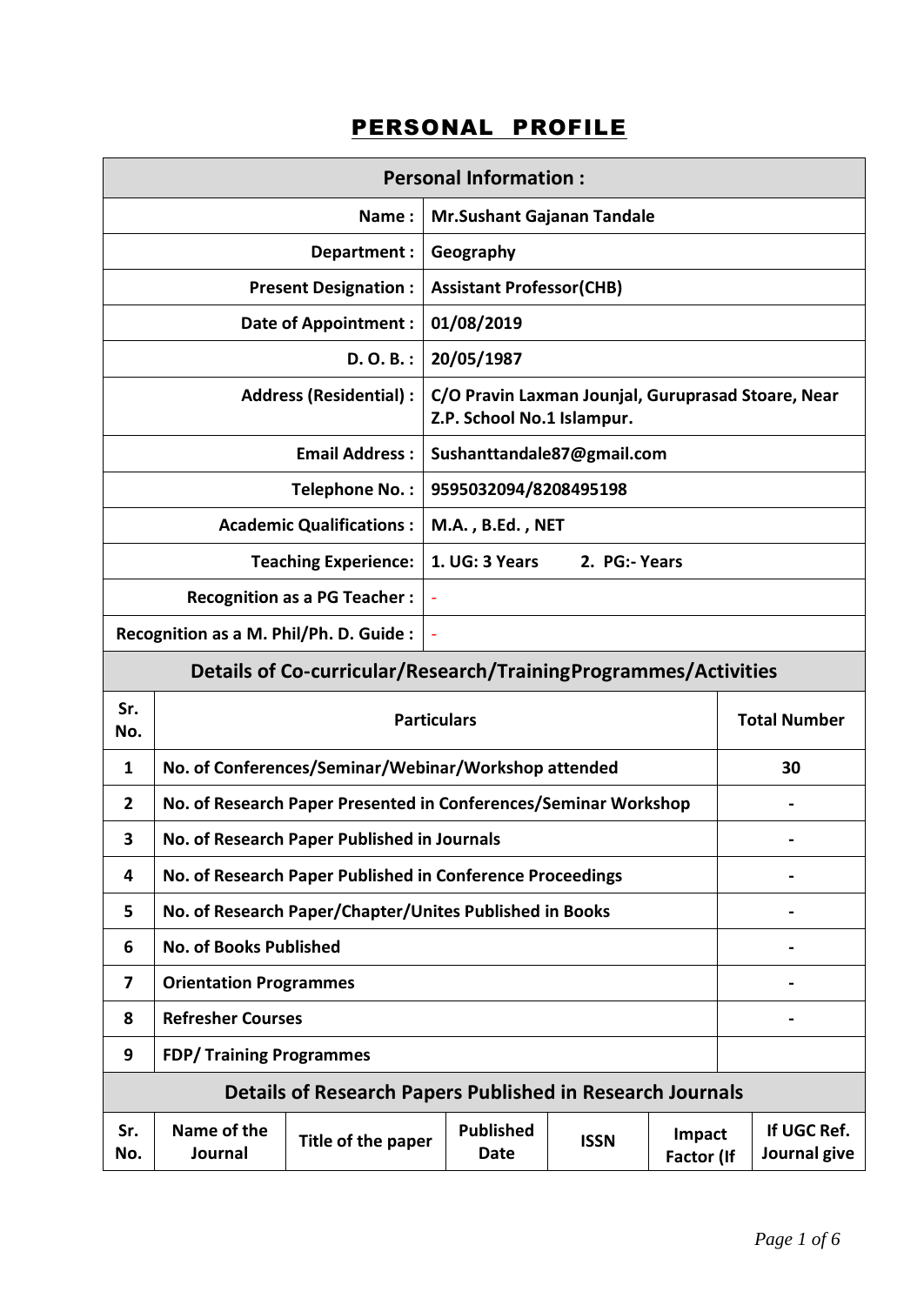# PERSONAL PROFILE

| Personal Information : | |
|---|---|
| Name : | Mr.Sushant Gajanan Tandale |
| Department : | Geography |
| Present Designation : | Assistant Professor(CHB) |
| Date of Appointment : | 01/08/2019 |
| D. O. B. : | 20/05/1987 |
| Address (Residential) : | C/O Pravin Laxman Jounjal, Guruprasad Stoare, Near Z.P. School No.1 Islampur. |
| Email Address : | Sushanttandale87@gmail.com |
| Telephone No. : | 9595032094/8208495198 |
| Academic Qualifications : | M.A. , B.Ed. , NET |
| Teaching Experience: | 1. UG: 3 Years 2. PG:- Years |
| Recognition as a PG Teacher : | - |
| Recognition as a M. Phil/Ph. D. Guide : | - |

## Details of Co-curricular/Research/TrainingProgrammes/Activities

| Sr. No. | Particulars | Total Number |
|---|---|---|
| 1 | No. of Conferences/Seminar/Webinar/Workshop attended | 30 |
| 2 | No. of Research Paper Presented in Conferences/Seminar Workshop | - |
| 3 | No. of Research Paper Published in Journals | - |
| 4 | No. of Research Paper Published in Conference Proceedings | - |
| 5 | No. of Research Paper/Chapter/Unites Published in Books | - |
| 6 | No. of Books Published | - |
| 7 | Orientation Programmes | - |
| 8 | Refresher Courses | - |
| 9 | FDP/ Training Programmes | |

## Details of Research Papers Published in Research Journals

| Sr. No. | Name of the Journal | Title of the paper | Published Date | ISSN | Impact Factor (If | If UGC Ref. Journal give |
|---|---|---|---|---|---|---|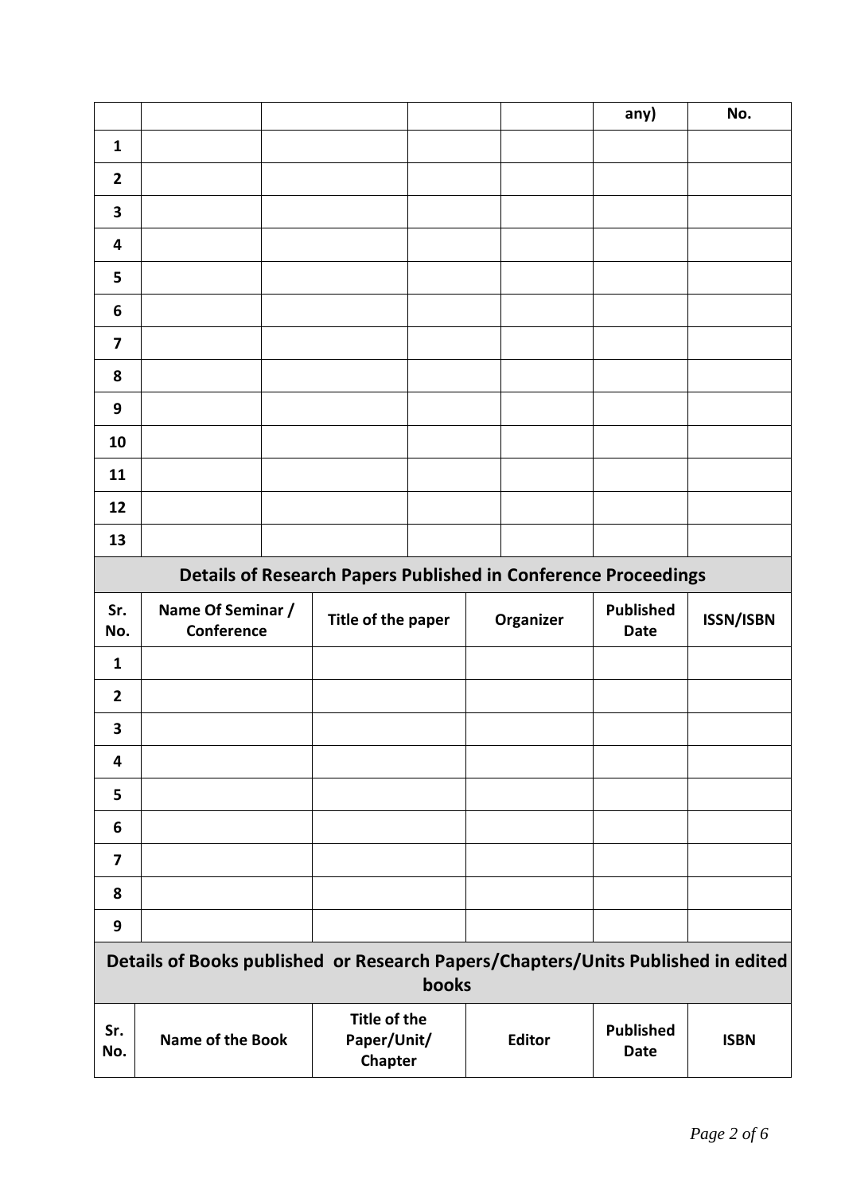|  |  |  |  |  | any) | No. |
|---|---|---|---|---|---|---|
| 1 |  |  |  |  |  |  |
| 2 |  |  |  |  |  |  |
| 3 |  |  |  |  |  |  |
| 4 |  |  |  |  |  |  |
| 5 |  |  |  |  |  |  |
| 6 |  |  |  |  |  |  |
| 7 |  |  |  |  |  |  |
| 8 |  |  |  |  |  |  |
| 9 |  |  |  |  |  |  |
| 10 |  |  |  |  |  |  |
| 11 |  |  |  |  |  |  |
| 12 |  |  |  |  |  |  |
| 13 |  |  |  |  |  |  |

## Details of Research Papers Published in Conference Proceedings

| Sr. No. | Name Of Seminar / Conference | Title of the paper | Organizer | Published Date | ISSN/ISBN |
|---|---|---|---|---|---|
| 1 |  |  |  |  |  |
| 2 |  |  |  |  |  |
| 3 |  |  |  |  |  |
| 4 |  |  |  |  |  |
| 5 |  |  |  |  |  |
| 6 |  |  |  |  |  |
| 7 |  |  |  |  |  |
| 8 |  |  |  |  |  |
| 9 |  |  |  |  |  |

## Details of Books published or Research Papers/Chapters/Units Published in edited books

| Sr. No. | Name of the Book | Title of the Paper/Unit/ Chapter | Editor | Published Date | ISBN |
|---|---|---|---|---|---|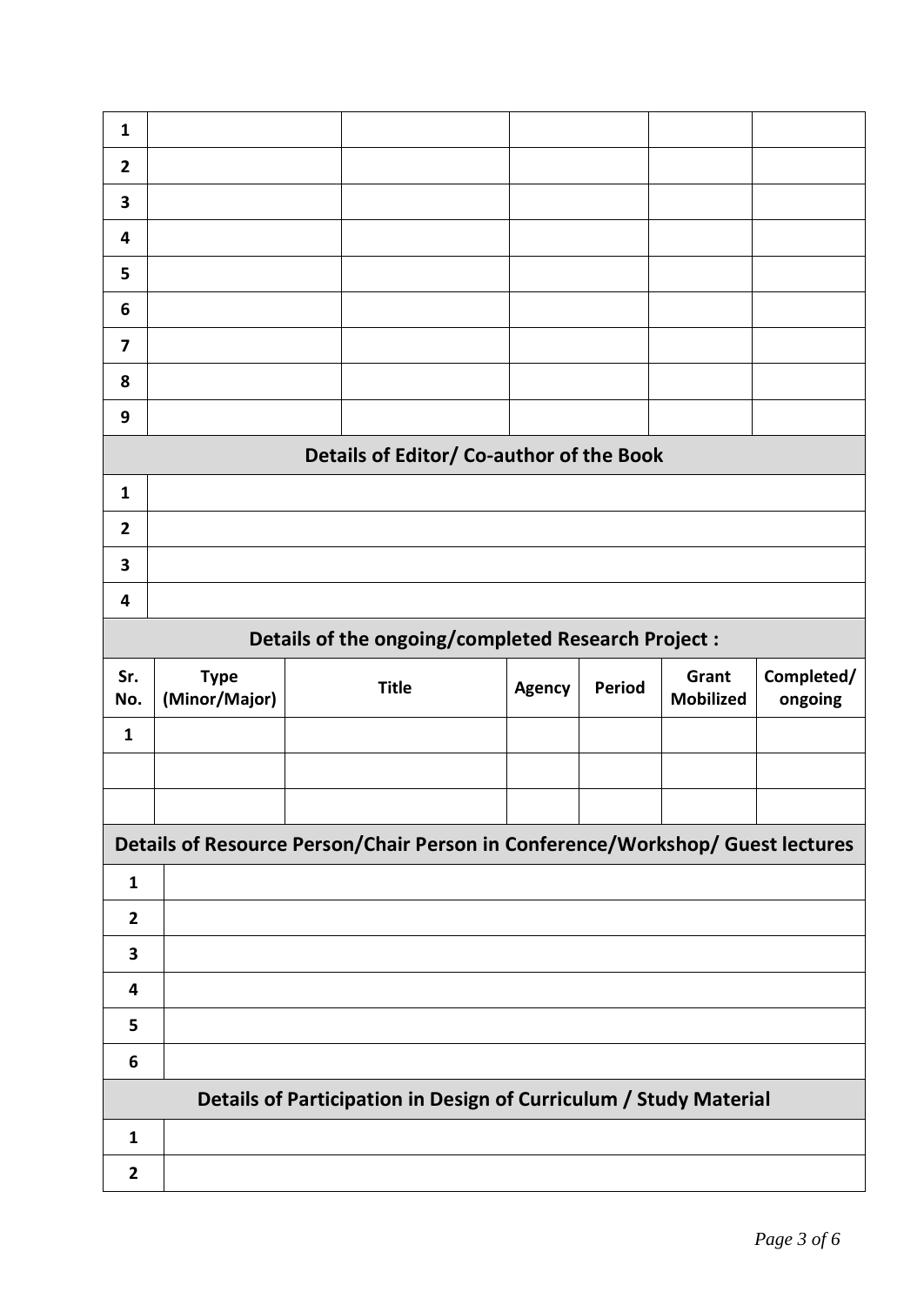| | | | | | |
|---|---|---|---|---|---|
| **1** | | | | | |
| **2** | | | | | |
| **3** | | | | | |
| **4** | | | | | |
| **5** | | | | | |
| **6** | | | | | |
| **7** | | | | | |
| **8** | | | | | |
| **9** | | | | | |

**Details of Editor/ Co-author of the Book**

| | |
|---|---|
| **1** | |
| **2** | |
| **3** | |
| **4** | |

**Details of the ongoing/completed Research Project :**

| Sr. No. | Type (Minor/Major) | Title | Agency | Period | Grant Mobilized | Completed/ ongoing |
|---|---|---|---|---|---|---|
| **1** | | | | | | |
| | | | | | | |
| | | | | | | |

**Details of Resource Person/Chair Person in Conference/Workshop/ Guest lectures**

| | |
|---|---|
| **1** | |
| **2** | |
| **3** | |
| **4** | |
| **5** | |
| **6** | |

**Details of Participation in Design of Curriculum / Study Material**

| | |
|---|---|
| **1** | |
| **2** | |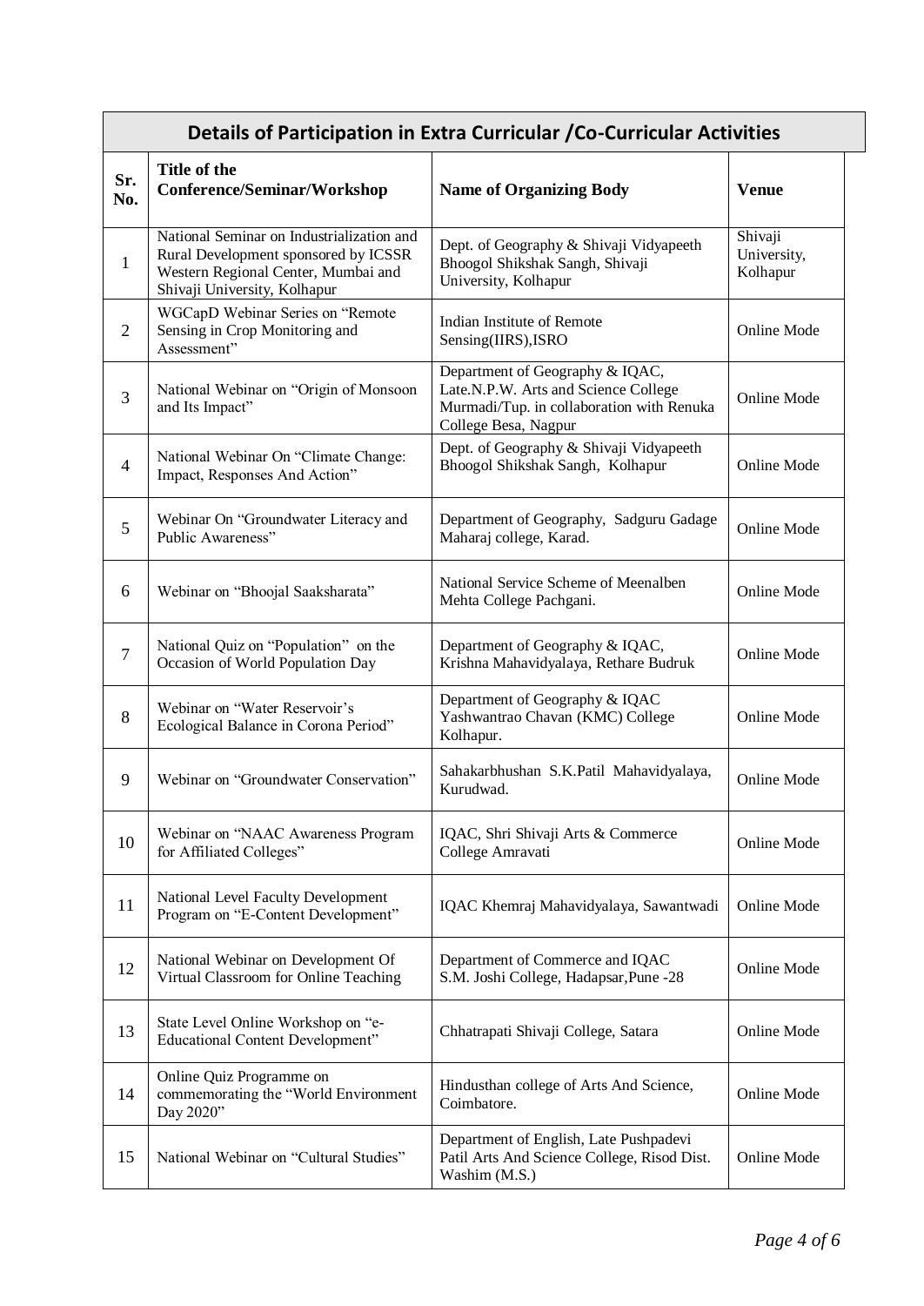## Details of Participation in Extra Curricular /Co-Curricular Activities

| Sr. No. | Title of the Conference/Seminar/Workshop | Name of Organizing Body | Venue |
|---|---|---|---|
| 1 | National Seminar on Industrialization and Rural Development sponsored by ICSSR Western Regional Center, Mumbai and Shivaji University, Kolhapur | Dept. of Geography & Shivaji Vidyapeeth Bhoogol Shikshak Sangh, Shivaji University, Kolhapur | Shivaji University, Kolhapur |
| 2 | WGCapD Webinar Series on "Remote Sensing in Crop Monitoring and Assessment" | Indian Institute of Remote Sensing(IIRS),ISRO | Online Mode |
| 3 | National Webinar on "Origin of Monsoon and Its Impact" | Department of Geography & IQAC, Late.N.P.W. Arts and Science College Murmadi/Tup. in collaboration with Renuka College Besa, Nagpur | Online Mode |
| 4 | National Webinar On "Climate Change: Impact, Responses And Action" | Dept. of Geography & Shivaji Vidyapeeth Bhoogol Shikshak Sangh, Kolhapur | Online Mode |
| 5 | Webinar On "Groundwater Literacy and Public Awareness" | Department of Geography, Sadguru Gadage Maharaj college, Karad. | Online Mode |
| 6 | Webinar on "Bhoojal Saaksharata" | National Service Scheme of Meenalben Mehta College Pachgani. | Online Mode |
| 7 | National Quiz on "Population" on the Occasion of World Population Day | Department of Geography & IQAC, Krishna Mahavidyalaya, Rethare Budruk | Online Mode |
| 8 | Webinar on "Water Reservoir's Ecological Balance in Corona Period" | Department of Geography & IQAC Yashwantrao Chavan (KMC) College Kolhapur. | Online Mode |
| 9 | Webinar on "Groundwater Conservation" | Sahakarbhushan S.K.Patil Mahavidyalaya, Kurudwad. | Online Mode |
| 10 | Webinar on "NAAC Awareness Program for Affiliated Colleges" | IQAC, Shri Shivaji Arts & Commerce College Amravati | Online Mode |
| 11 | National Level Faculty Development Program on "E-Content Development" | IQAC Khemraj Mahavidyalaya, Sawantwadi | Online Mode |
| 12 | National Webinar on Development Of Virtual Classroom for Online Teaching | Department of Commerce and IQAC S.M. Joshi College, Hadapsar,Pune -28 | Online Mode |
| 13 | State Level Online Workshop on "e-Educational Content Development" | Chhatrapati Shivaji College, Satara | Online Mode |
| 14 | Online Quiz Programme on commemorating the "World Environment Day 2020" | Hindusthan college of Arts And Science, Coimbatore. | Online Mode |
| 15 | National Webinar on "Cultural Studies" | Department of English, Late Pushpadevi Patil Arts And Science College, Risod Dist. Washim (M.S.) | Online Mode |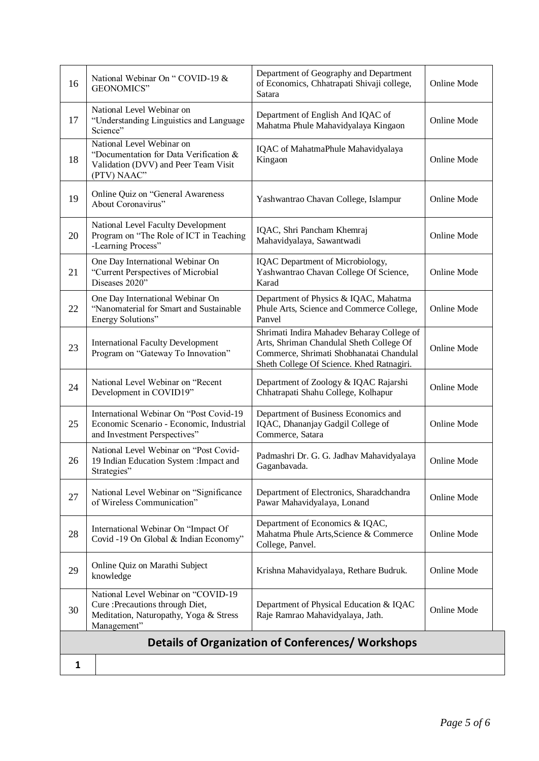| 16 | National Webinar On " COVID-19 & GEONOMICS" | Department of Geography and Department of Economics, Chhatrapati Shivaji college, Satara | Online Mode |
|---|---|---|---|
| 17 | National Level Webinar on "Understanding Linguistics and Language Science" | Department of English And IQAC of Mahatma Phule Mahavidyalaya Kingaon | Online Mode |
| 18 | National Level Webinar on "Documentation for Data Verification & Validation (DVV) and Peer Team Visit (PTV) NAAC" | IQAC of MahatmaPhule Mahavidyalaya Kingaon | Online Mode |
| 19 | Online Quiz on "General Awareness About Coronavirus" | Yashwantrao Chavan College, Islampur | Online Mode |
| 20 | National Level Faculty Development Program on "The Role of ICT in Teaching -Learning Process" | IQAC, Shri Pancham Khemraj Mahavidyalaya, Sawantwadi | Online Mode |
| 21 | One Day International Webinar On "Current Perspectives of Microbial Diseases 2020" | IQAC Department of Microbiology, Yashwantrao Chavan College Of Science, Karad | Online Mode |
| 22 | One Day International Webinar On "Nanomaterial for Smart and Sustainable Energy Solutions" | Department of Physics & IQAC, Mahatma Phule Arts, Science and Commerce College, Panvel | Online Mode |
| 23 | International Faculty Development Program on "Gateway To Innovation" | Shrimati Indira Mahadev Beharay College of Arts, Shriman Chandulal Sheth College Of Commerce, Shrimati Shobhanatai Chandulal Sheth College Of Science. Khed Ratnagiri. | Online Mode |
| 24 | National Level Webinar on "Recent Development in COVID19" | Department of Zoology & IQAC Rajarshi Chhatrapati Shahu College, Kolhapur | Online Mode |
| 25 | International Webinar On "Post Covid-19 Economic Scenario - Economic, Industrial and Investment Perspectives" | Department of Business Economics and IQAC, Dhananjay Gadgil College of Commerce, Satara | Online Mode |
| 26 | National Level Webinar on "Post Covid-19 Indian Education System :Impact and Strategies" | Padmashri Dr. G. G. Jadhav Mahavidyalaya Gaganbavada. | Online Mode |
| 27 | National Level Webinar on "Significance of Wireless Communication" | Department of Electronics, Sharadchandra Pawar Mahavidyalaya, Lonand | Online Mode |
| 28 | International Webinar On "Impact Of Covid -19 On Global & Indian Economy" | Department of Economics & IQAC, Mahatma Phule Arts,Science & Commerce College, Panvel. | Online Mode |
| 29 | Online Quiz on Marathi Subject knowledge | Krishna Mahavidyalaya, Rethare Budruk. | Online Mode |
| 30 | National Level Webinar on "COVID-19 Cure :Precautions through Diet, Meditation, Naturopathy, Yoga & Stress Management" | Department of Physical Education & IQAC Raje Ramrao Mahavidyalaya, Jath. | Online Mode |

## Details of Organization of Conferences/ Workshops

| 1 | |
|---|---|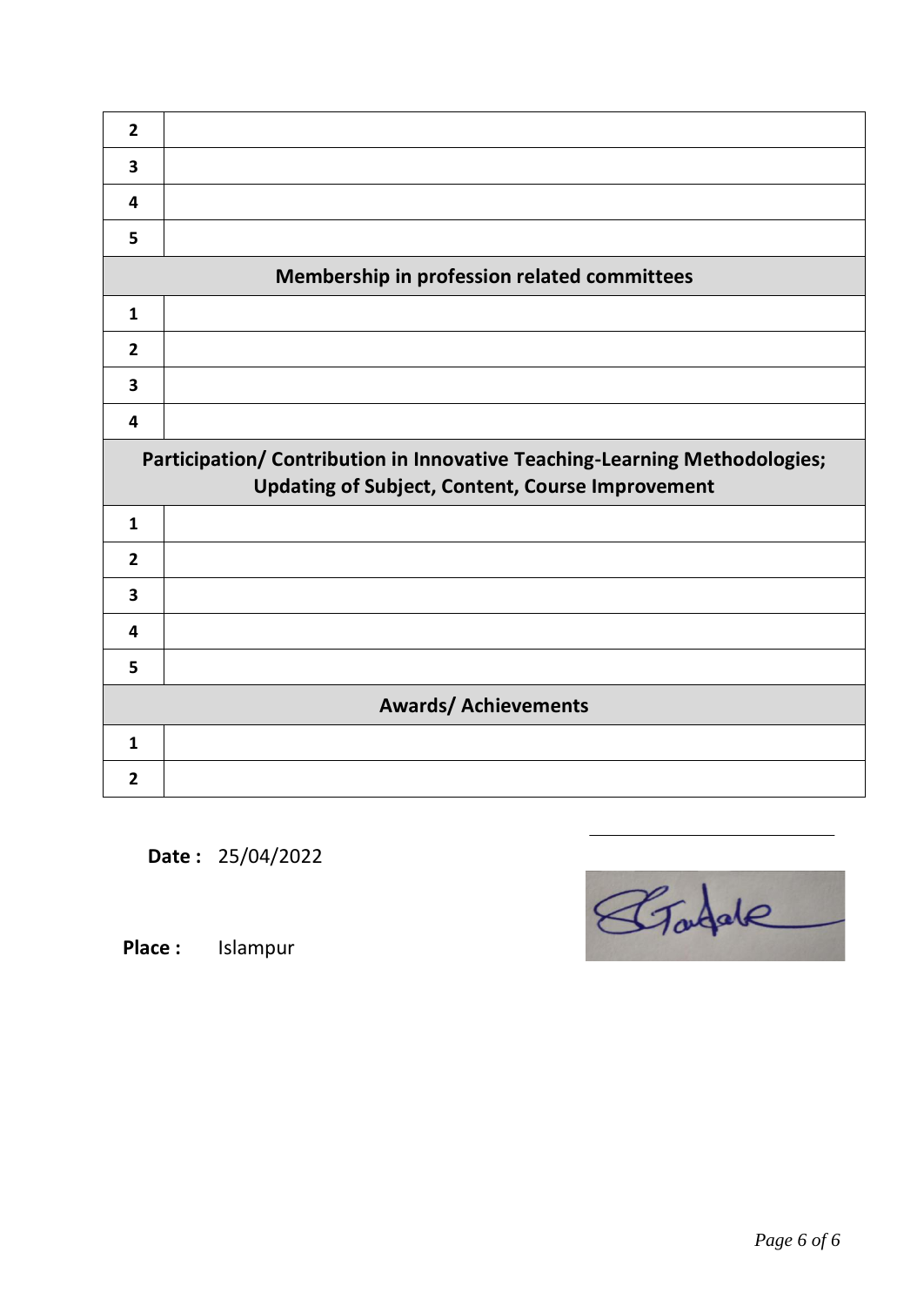| | |
|---|---|
| 2 | |
| 3 | |
| 4 | |
| 5 | |
| **Membership in profession related committees** | |
| 1 | |
| 2 | |
| 3 | |
| 4 | |
| **Participation/ Contribution in Innovative Teaching-Learning Methodologies; Updating of Subject, Content, Course Improvement** | |
| 1 | |
| 2 | |
| 3 | |
| 4 | |
| 5 | |
| **Awards/ Achievements** | |
| 1 | |
| 2 | |

**Date :** 25/04/2022

**Place :** Islampur